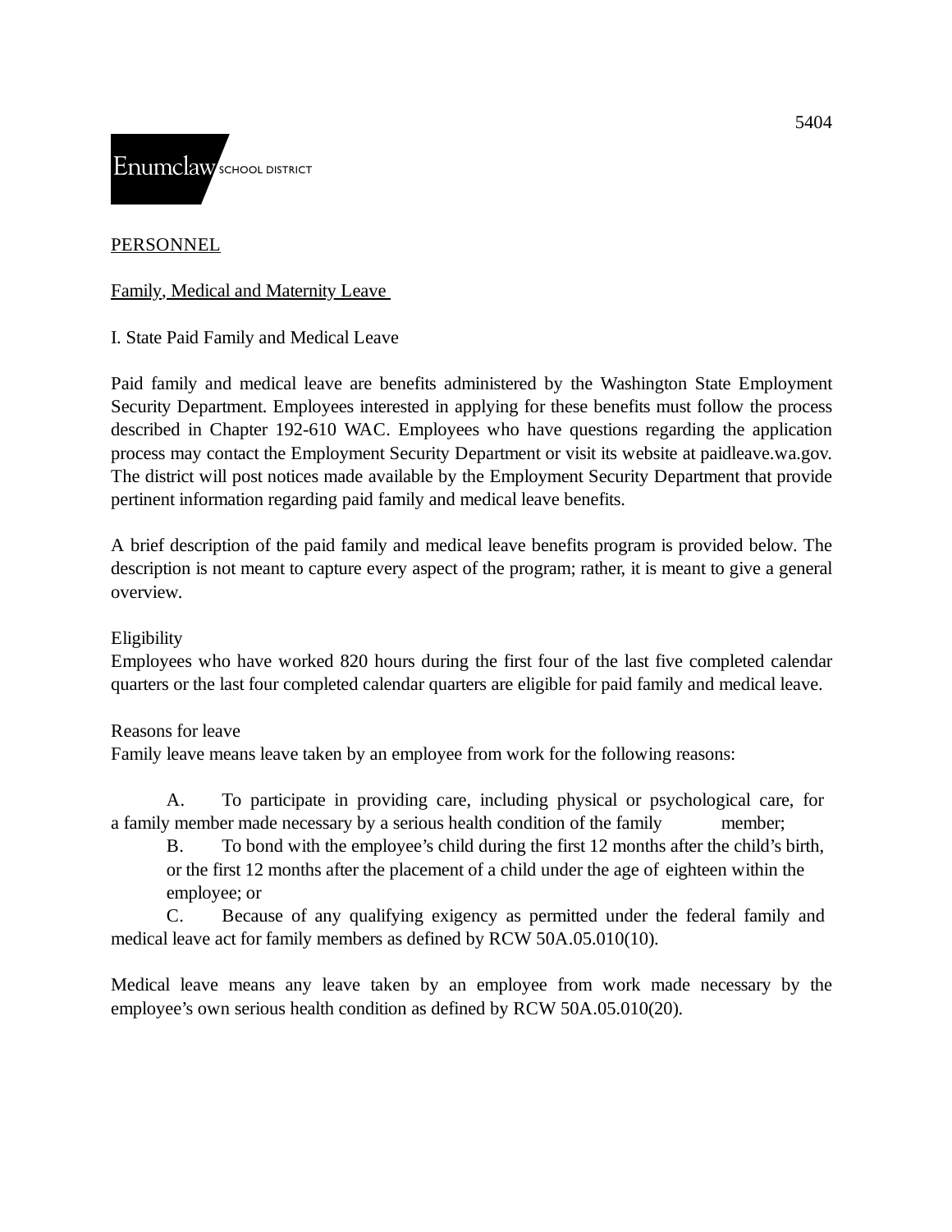5404

Enumclaw SCHOOL DISTRICT

PERSONNEL

# Family, Medical and Maternity Leave

## I. State Paid Family and Medical Leave

Paid family and medical leave are benefits administered by the Washington State Employment Security Department. Employees interested in applying for these benefits must follow the process described in Chapter 192-610 WAC. Employees who have questions regarding the application process may contact the Employment Security Department or visit its website at paidleave.wa.gov. The district will post notices made available by the Employment Security Department that provide pertinent information regarding paid family and medical leave benefits.

A brief description of the paid family and medical leave benefits program is provided below. The description is not meant to capture every aspect of the program; rather, it is meant to give a general overview.

### Eligibility

Employees who have worked 820 hours during the first four of the last five completed calendar quarters or the last four completed calendar quarters are eligible for paid family and medical leave.

### Reasons for leave

Family leave means leave taken by an employee from work for the following reasons:

A. To participate in providing care, including physical or psychological care, for a family member made necessary by a serious health condition of the family member;

B. To bond with the employee's child during the first 12 months after the child's birth, or the first 12 months after the placement of a child under the age of eighteen within the employee; or

C. Because of any qualifying exigency as permitted under the federal family and medical leave act for family members as defined by RCW 50A.05.010(10).

Medical leave means any leave taken by an employee from work made necessary by the employee's own serious health condition as defined by RCW 50A.05.010(20).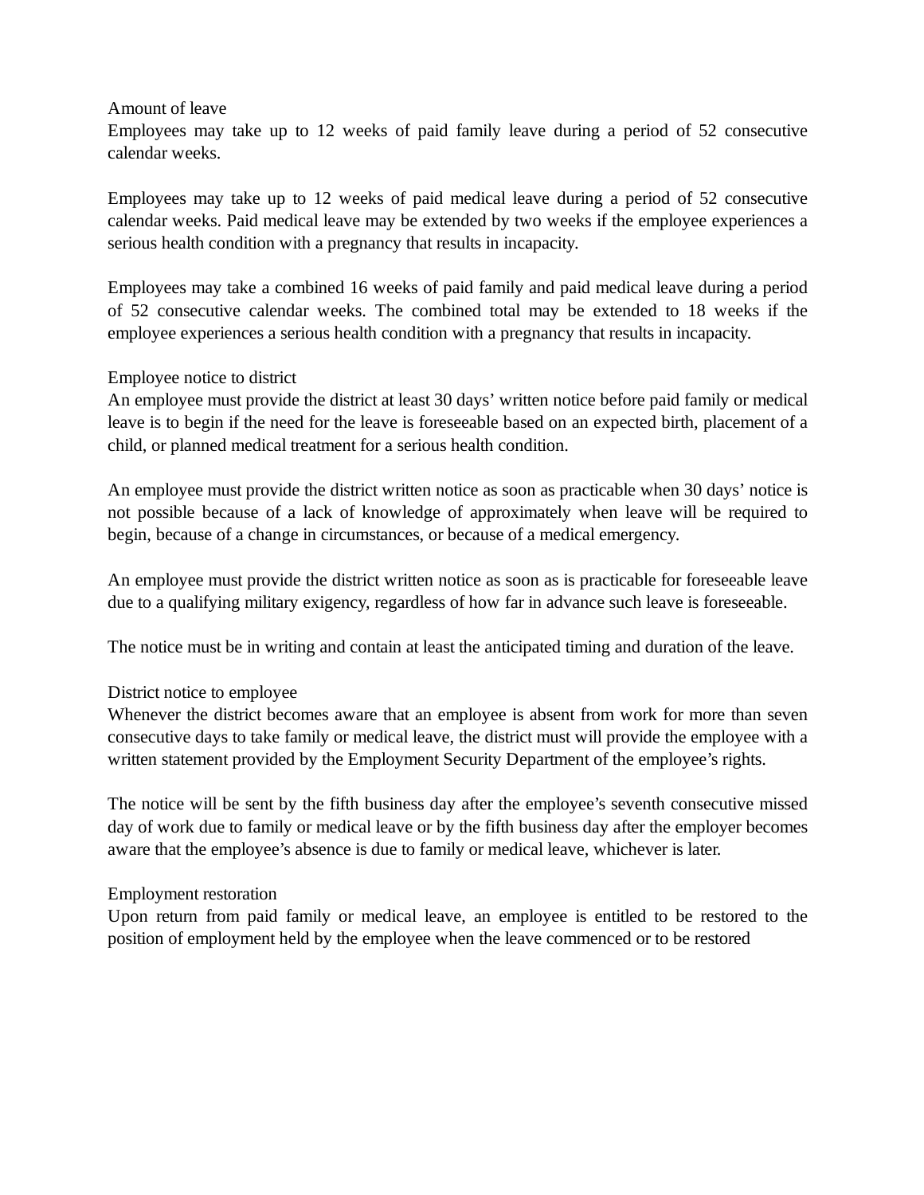### Amount of leave

Employees may take up to 12 weeks of paid family leave during a period of 52 consecutive calendar weeks.

Employees may take up to 12 weeks of paid medical leave during a period of 52 consecutive calendar weeks. Paid medical leave may be extended by two weeks if the employee experiences a serious health condition with a pregnancy that results in incapacity.

Employees may take a combined 16 weeks of paid family and paid medical leave during a period of 52 consecutive calendar weeks. The combined total may be extended to 18 weeks if the employee experiences a serious health condition with a pregnancy that results in incapacity.

### Employee notice to district

An employee must provide the district at least 30 days' written notice before paid family or medical leave is to begin if the need for the leave is foreseeable based on an expected birth, placement of a child, or planned medical treatment for a serious health condition.

An employee must provide the district written notice as soon as practicable when 30 days' notice is not possible because of a lack of knowledge of approximately when leave will be required to begin, because of a change in circumstances, or because of a medical emergency.

An employee must provide the district written notice as soon as is practicable for foreseeable leave due to a qualifying military exigency, regardless of how far in advance such leave is foreseeable.

The notice must be in writing and contain at least the anticipated timing and duration of the leave.

### District notice to employee

Whenever the district becomes aware that an employee is absent from work for more than seven consecutive days to take family or medical leave, the district must will provide the employee with a written statement provided by the Employment Security Department of the employee's rights.

The notice will be sent by the fifth business day after the employee's seventh consecutive missed day of work due to family or medical leave or by the fifth business day after the employer becomes aware that the employee's absence is due to family or medical leave, whichever is later.

### Employment restoration

Upon return from paid family or medical leave, an employee is entitled to be restored to the position of employment held by the employee when the leave commenced or to be restored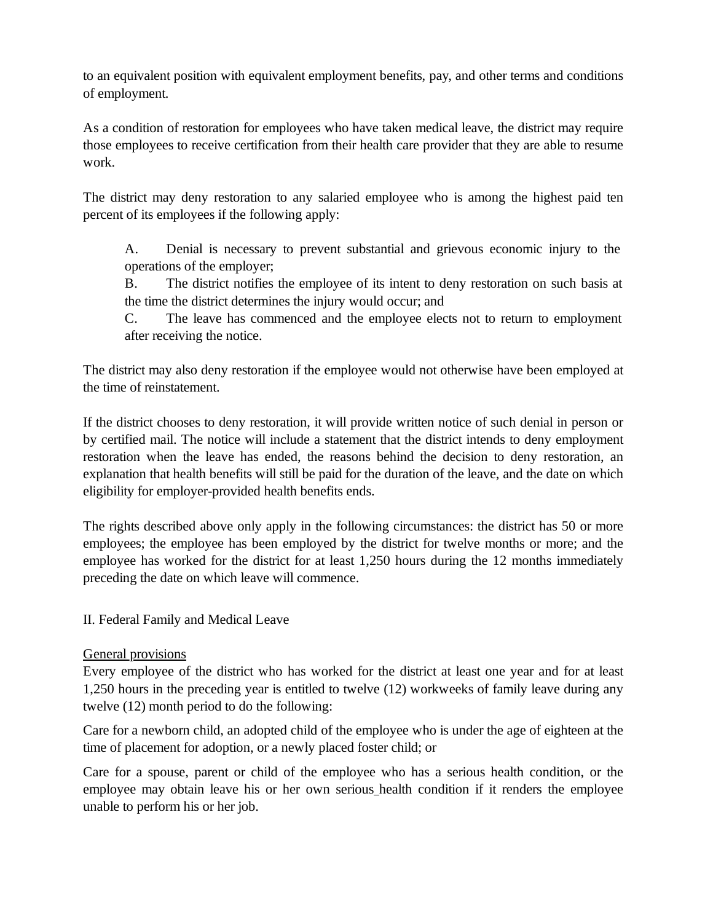to an equivalent position with equivalent employment benefits, pay, and other terms and conditions of employment.

As a condition of restoration for employees who have taken medical leave, the district may require those employees to receive certification from their health care provider that they are able to resume work.

The district may deny restoration to any salaried employee who is among the highest paid ten percent of its employees if the following apply:

> A. Denial is necessary to prevent substantial and grievous economic injury to the operations of the employer;
>
> B. The district notifies the employee of its intent to deny restoration on such basis at the time the district determines the injury would occur; and
>
> C. The leave has commenced and the employee elects not to return to employment after receiving the notice.

The district may also deny restoration if the employee would not otherwise have been employed at the time of reinstatement.

If the district chooses to deny restoration, it will provide written notice of such denial in person or by certified mail. The notice will include a statement that the district intends to deny employment restoration when the leave has ended, the reasons behind the decision to deny restoration, an explanation that health benefits will still be paid for the duration of the leave, and the date on which eligibility for employer-provided health benefits ends.

The rights described above only apply in the following circumstances: the district has 50 or more employees; the employee has been employed by the district for twelve months or more; and the employee has worked for the district for at least 1,250 hours during the 12 months immediately preceding the date on which leave will commence.

## II. Federal Family and Medical Leave

<u>General provisions</u>

Every employee of the district who has worked for the district at least one year and for at least 1,250 hours in the preceding year is entitled to twelve (12) workweeks of family leave during any twelve (12) month period to do the following:

Care for a newborn child, an adopted child of the employee who is under the age of eighteen at the time of placement for adoption, or a newly placed foster child; or

Care for a spouse, parent or child of the employee who has a serious health condition, or the employee may obtain leave his or her own serious health condition if it renders the employee unable to perform his or her job.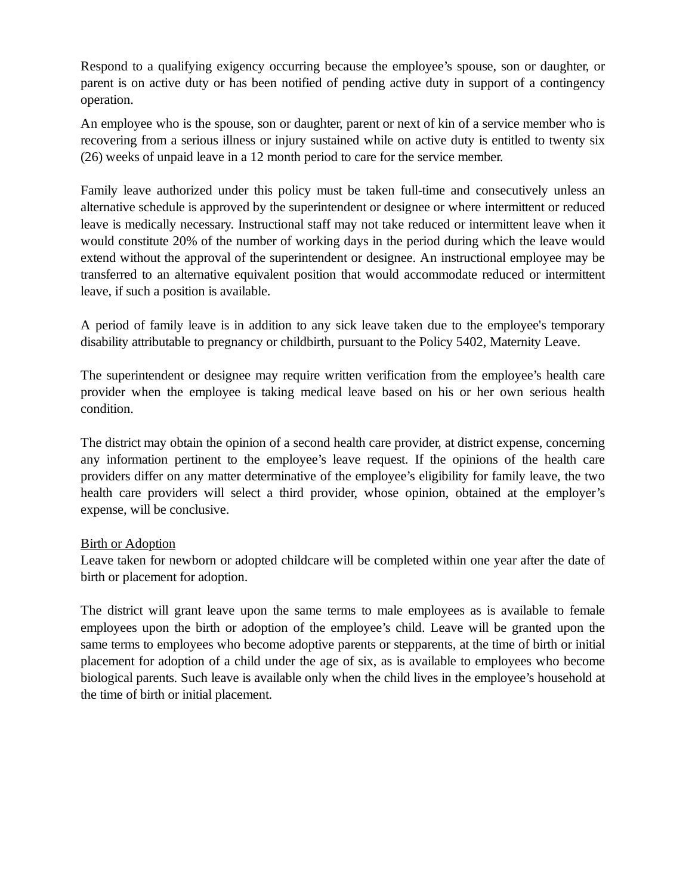Respond to a qualifying exigency occurring because the employee's spouse, son or daughter, or parent is on active duty or has been notified of pending active duty in support of a contingency operation.

An employee who is the spouse, son or daughter, parent or next of kin of a service member who is recovering from a serious illness or injury sustained while on active duty is entitled to twenty six (26) weeks of unpaid leave in a 12 month period to care for the service member.

Family leave authorized under this policy must be taken full-time and consecutively unless an alternative schedule is approved by the superintendent or designee or where intermittent or reduced leave is medically necessary. Instructional staff may not take reduced or intermittent leave when it would constitute 20% of the number of working days in the period during which the leave would extend without the approval of the superintendent or designee. An instructional employee may be transferred to an alternative equivalent position that would accommodate reduced or intermittent leave, if such a position is available.

A period of family leave is in addition to any sick leave taken due to the employee's temporary disability attributable to pregnancy or childbirth, pursuant to the Policy 5402, Maternity Leave.

The superintendent or designee may require written verification from the employee's health care provider when the employee is taking medical leave based on his or her own serious health condition.

The district may obtain the opinion of a second health care provider, at district expense, concerning any information pertinent to the employee's leave request. If the opinions of the health care providers differ on any matter determinative of the employee's eligibility for family leave, the two health care providers will select a third provider, whose opinion, obtained at the employer's expense, will be conclusive.

<u>Birth or Adoption</u>
Leave taken for newborn or adopted childcare will be completed within one year after the date of birth or placement for adoption.

The district will grant leave upon the same terms to male employees as is available to female employees upon the birth or adoption of the employee's child. Leave will be granted upon the same terms to employees who become adoptive parents or stepparents, at the time of birth or initial placement for adoption of a child under the age of six, as is available to employees who become biological parents. Such leave is available only when the child lives in the employee's household at the time of birth or initial placement.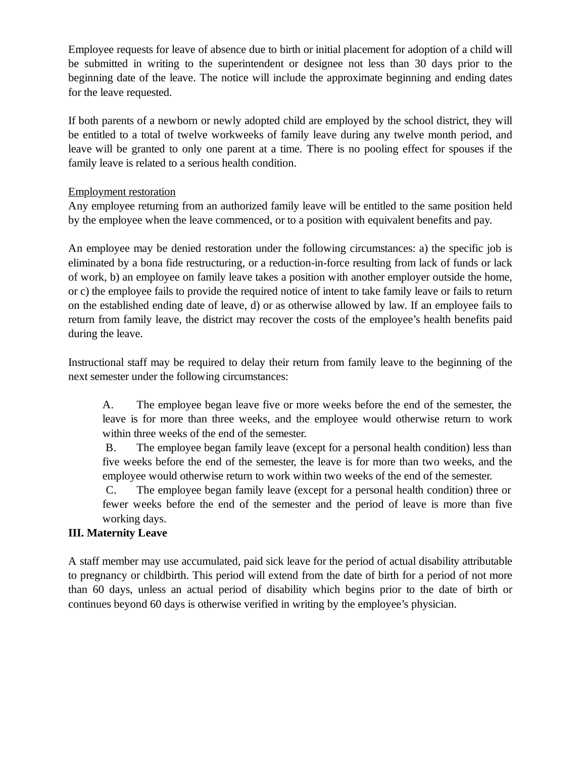Employee requests for leave of absence due to birth or initial placement for adoption of a child will be submitted in writing to the superintendent or designee not less than 30 days prior to the beginning date of the leave. The notice will include the approximate beginning and ending dates for the leave requested.

If both parents of a newborn or newly adopted child are employed by the school district, they will be entitled to a total of twelve workweeks of family leave during any twelve month period, and leave will be granted to only one parent at a time. There is no pooling effect for spouses if the family leave is related to a serious health condition.

<u>Employment restoration</u>

Any employee returning from an authorized family leave will be entitled to the same position held by the employee when the leave commenced, or to a position with equivalent benefits and pay.

An employee may be denied restoration under the following circumstances: a) the specific job is eliminated by a bona fide restructuring, or a reduction-in-force resulting from lack of funds or lack of work, b) an employee on family leave takes a position with another employer outside the home, or c) the employee fails to provide the required notice of intent to take family leave or fails to return on the established ending date of leave, d) or as otherwise allowed by law. If an employee fails to return from family leave, the district may recover the costs of the employee's health benefits paid during the leave.

Instructional staff may be required to delay their return from family leave to the beginning of the next semester under the following circumstances:

A. The employee began leave five or more weeks before the end of the semester, the leave is for more than three weeks, and the employee would otherwise return to work within three weeks of the end of the semester.

B. The employee began family leave (except for a personal health condition) less than five weeks before the end of the semester, the leave is for more than two weeks, and the employee would otherwise return to work within two weeks of the end of the semester.

C. The employee began family leave (except for a personal health condition) three or fewer weeks before the end of the semester and the period of leave is more than five working days.

**III. Maternity Leave**

A staff member may use accumulated, paid sick leave for the period of actual disability attributable to pregnancy or childbirth. This period will extend from the date of birth for a period of not more than 60 days, unless an actual period of disability which begins prior to the date of birth or continues beyond 60 days is otherwise verified in writing by the employee's physician.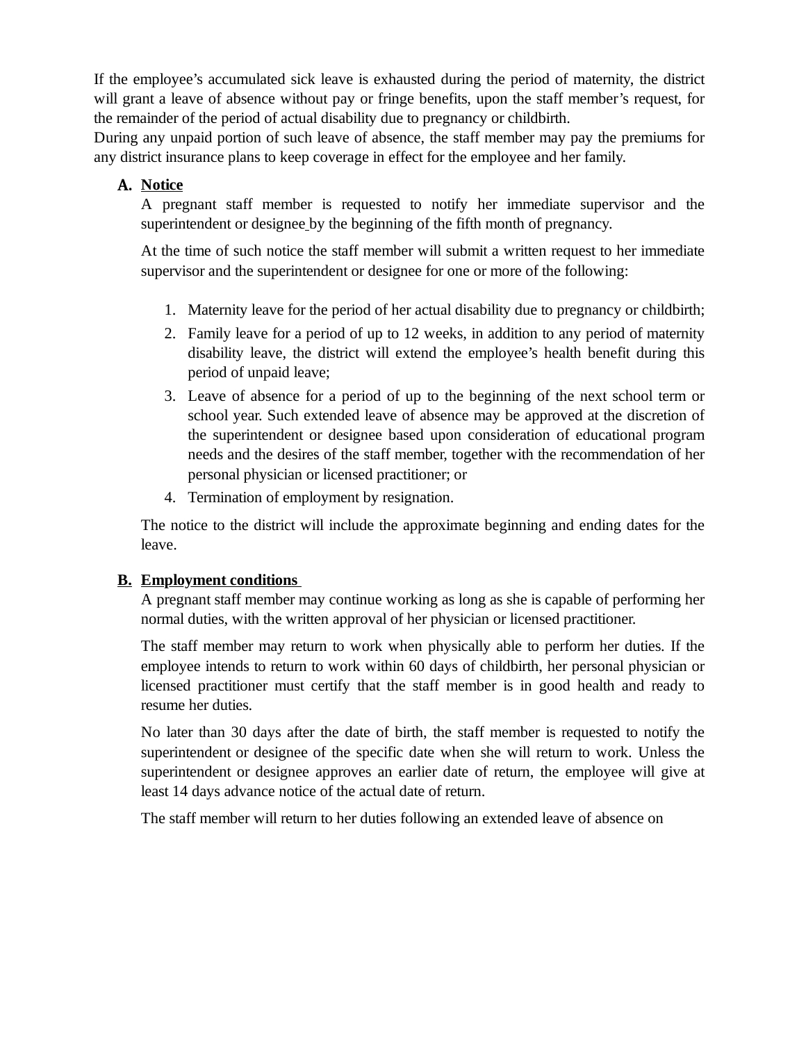If the employee's accumulated sick leave is exhausted during the period of maternity, the district will grant a leave of absence without pay or fringe benefits, upon the staff member's request, for the remainder of the period of actual disability due to pregnancy or childbirth.

During any unpaid portion of such leave of absence, the staff member may pay the premiums for any district insurance plans to keep coverage in effect for the employee and her family.

**A. Notice**

A pregnant staff member is requested to notify her immediate supervisor and the superintendent or designee by the beginning of the fifth month of pregnancy.

At the time of such notice the staff member will submit a written request to her immediate supervisor and the superintendent or designee for one or more of the following:

1. Maternity leave for the period of her actual disability due to pregnancy or childbirth;
2. Family leave for a period of up to 12 weeks, in addition to any period of maternity disability leave, the district will extend the employee's health benefit during this period of unpaid leave;
3. Leave of absence for a period of up to the beginning of the next school term or school year. Such extended leave of absence may be approved at the discretion of the superintendent or designee based upon consideration of educational program needs and the desires of the staff member, together with the recommendation of her personal physician or licensed practitioner; or
4. Termination of employment by resignation.

The notice to the district will include the approximate beginning and ending dates for the leave.

**B. Employment conditions**

A pregnant staff member may continue working as long as she is capable of performing her normal duties, with the written approval of her physician or licensed practitioner.

The staff member may return to work when physically able to perform her duties. If the employee intends to return to work within 60 days of childbirth, her personal physician or licensed practitioner must certify that the staff member is in good health and ready to resume her duties.

No later than 30 days after the date of birth, the staff member is requested to notify the superintendent or designee of the specific date when she will return to work. Unless the superintendent or designee approves an earlier date of return, the employee will give at least 14 days advance notice of the actual date of return.

The staff member will return to her duties following an extended leave of absence on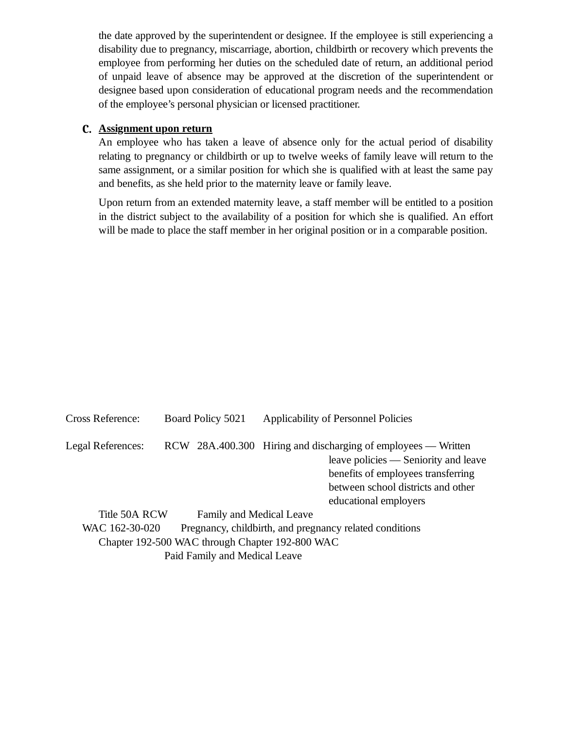the date approved by the superintendent or designee. If the employee is still experiencing a disability due to pregnancy, miscarriage, abortion, childbirth or recovery which prevents the employee from performing her duties on the scheduled date of return, an additional period of unpaid leave of absence may be approved at the discretion of the superintendent or designee based upon consideration of educational program needs and the recommendation of the employee's personal physician or licensed practitioner.

C. **Assignment upon return**

An employee who has taken a leave of absence only for the actual period of disability relating to pregnancy or childbirth or up to twelve weeks of family leave will return to the same assignment, or a similar position for which she is qualified with at least the same pay and benefits, as she held prior to the maternity leave or family leave.

Upon return from an extended maternity leave, a staff member will be entitled to a position in the district subject to the availability of a position for which she is qualified. An effort will be made to place the staff member in her original position or in a comparable position.

Cross Reference: Board Policy 5021 Applicability of Personnel Policies

Legal References: RCW 28A.400.300 Hiring and discharging of employees — Written leave policies — Seniority and leave benefits of employees transferring between school districts and other educational employers

Title 50A RCW Family and Medical Leave

WAC 162-30-020 Pregnancy, childbirth, and pregnancy related conditions

Chapter 192-500 WAC through Chapter 192-800 WAC Paid Family and Medical Leave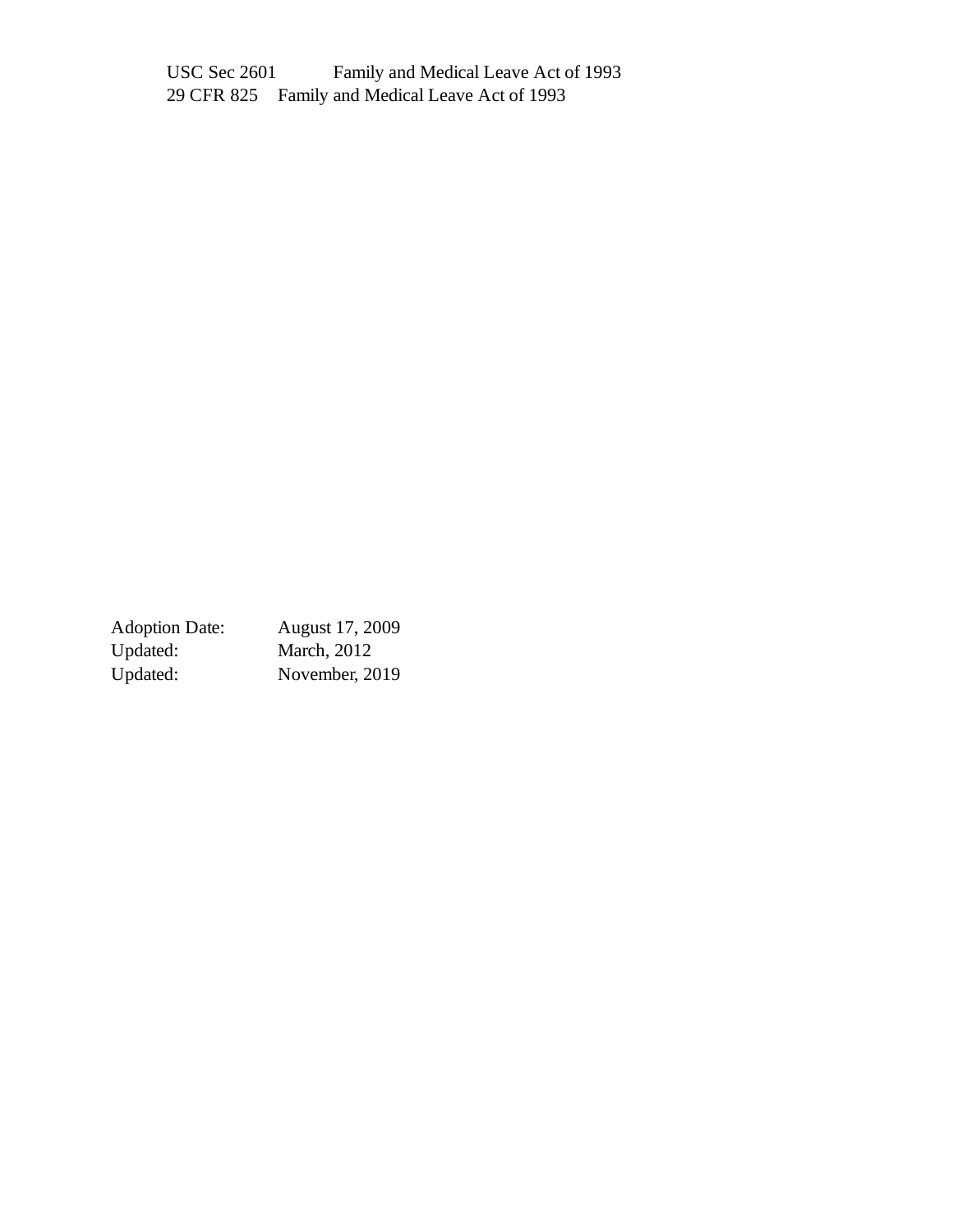USC Sec 2601 Family and Medical Leave Act of 1993

29 CFR 825 Family and Medical Leave Act of 1993

| | |
|---|---|
| Adoption Date: | August 17, 2009 |
| Updated: | March, 2012 |
| Updated: | November, 2019 |